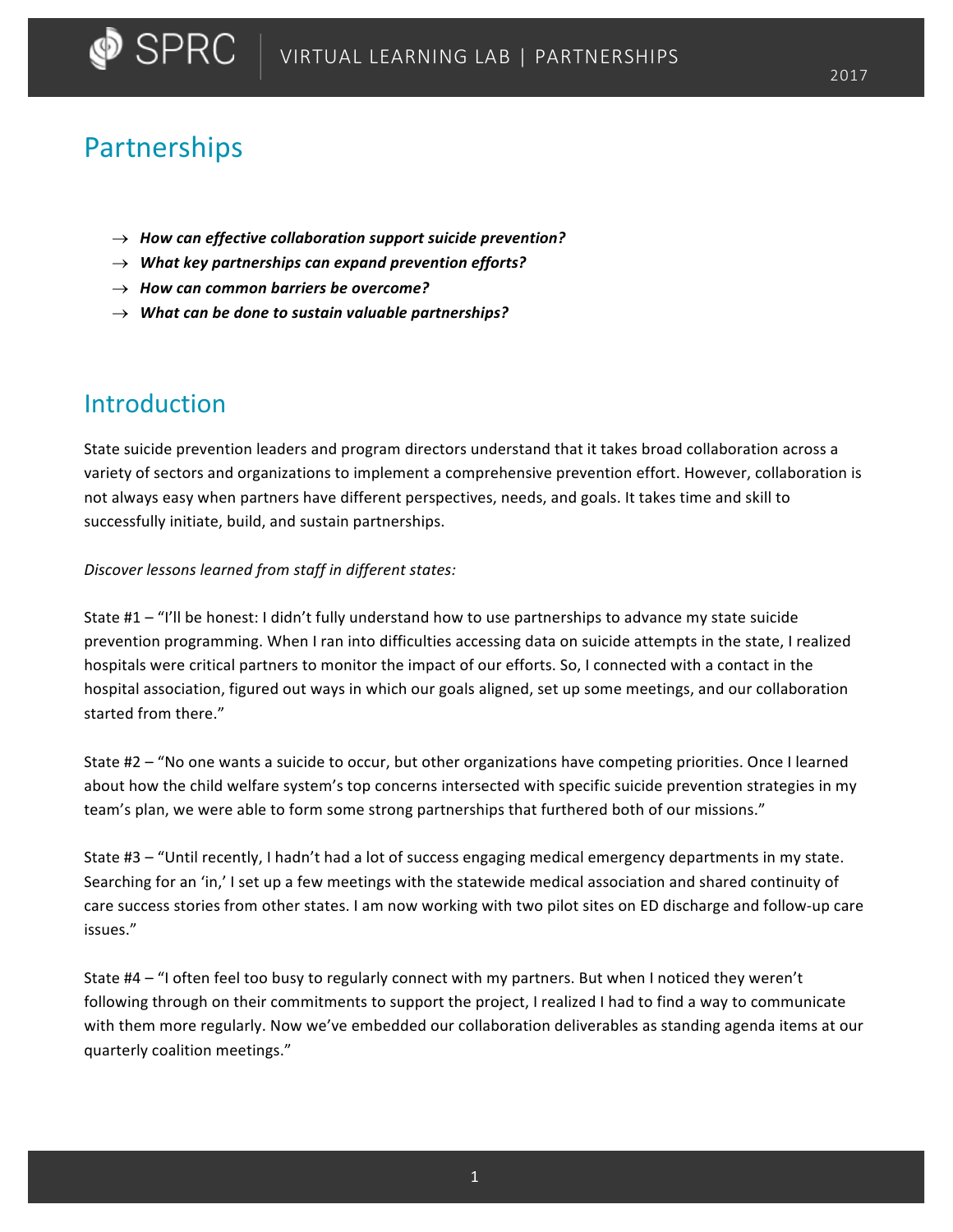# Partnerships

- → ***How can effective collaboration support suicide prevention?***
- → ***What key partnerships can expand prevention efforts?***
- → ***How can common barriers be overcome?***
- → ***What can be done to sustain valuable partnerships?***

## Introduction

State suicide prevention leaders and program directors understand that it takes broad collaboration across a variety of sectors and organizations to implement a comprehensive prevention effort. However, collaboration is not always easy when partners have different perspectives, needs, and goals. It takes time and skill to successfully initiate, build, and sustain partnerships.

*Discover lessons learned from staff in different states:*

State #1 – "I'll be honest: I didn't fully understand how to use partnerships to advance my state suicide prevention programming. When I ran into difficulties accessing data on suicide attempts in the state, I realized hospitals were critical partners to monitor the impact of our efforts. So, I connected with a contact in the hospital association, figured out ways in which our goals aligned, set up some meetings, and our collaboration started from there."

State #2 – "No one wants a suicide to occur, but other organizations have competing priorities. Once I learned about how the child welfare system's top concerns intersected with specific suicide prevention strategies in my team's plan, we were able to form some strong partnerships that furthered both of our missions."

State #3 – "Until recently, I hadn't had a lot of success engaging medical emergency departments in my state. Searching for an 'in,' I set up a few meetings with the statewide medical association and shared continuity of care success stories from other states. I am now working with two pilot sites on ED discharge and follow-up care issues."

State #4 – "I often feel too busy to regularly connect with my partners. But when I noticed they weren't following through on their commitments to support the project, I realized I had to find a way to communicate with them more regularly. Now we've embedded our collaboration deliverables as standing agenda items at our quarterly coalition meetings."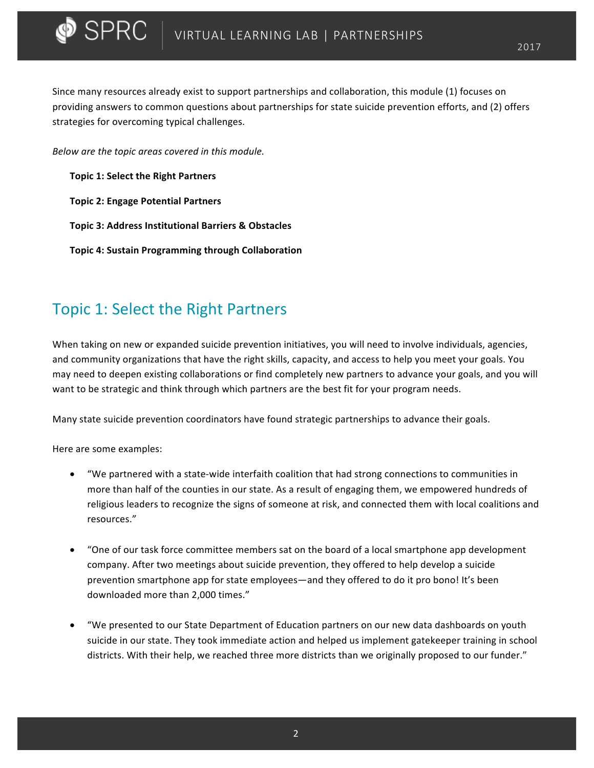Since many resources already exist to support partnerships and collaboration, this module (1) focuses on providing answers to common questions about partnerships for state suicide prevention efforts, and (2) offers strategies for overcoming typical challenges.

*Below are the topic areas covered in this module.*

**Topic 1: Select the Right Partners**

**Topic 2: Engage Potential Partners**

**Topic 3: Address Institutional Barriers & Obstacles**

**Topic 4: Sustain Programming through Collaboration**

## Topic 1: Select the Right Partners

When taking on new or expanded suicide prevention initiatives, you will need to involve individuals, agencies, and community organizations that have the right skills, capacity, and access to help you meet your goals. You may need to deepen existing collaborations or find completely new partners to advance your goals, and you will want to be strategic and think through which partners are the best fit for your program needs.

Many state suicide prevention coordinators have found strategic partnerships to advance their goals.

Here are some examples:

- "We partnered with a state-wide interfaith coalition that had strong connections to communities in more than half of the counties in our state. As a result of engaging them, we empowered hundreds of religious leaders to recognize the signs of someone at risk, and connected them with local coalitions and resources."
- "One of our task force committee members sat on the board of a local smartphone app development company. After two meetings about suicide prevention, they offered to help develop a suicide prevention smartphone app for state employees—and they offered to do it pro bono! It's been downloaded more than 2,000 times."
- "We presented to our State Department of Education partners on our new data dashboards on youth suicide in our state. They took immediate action and helped us implement gatekeeper training in school districts. With their help, we reached three more districts than we originally proposed to our funder."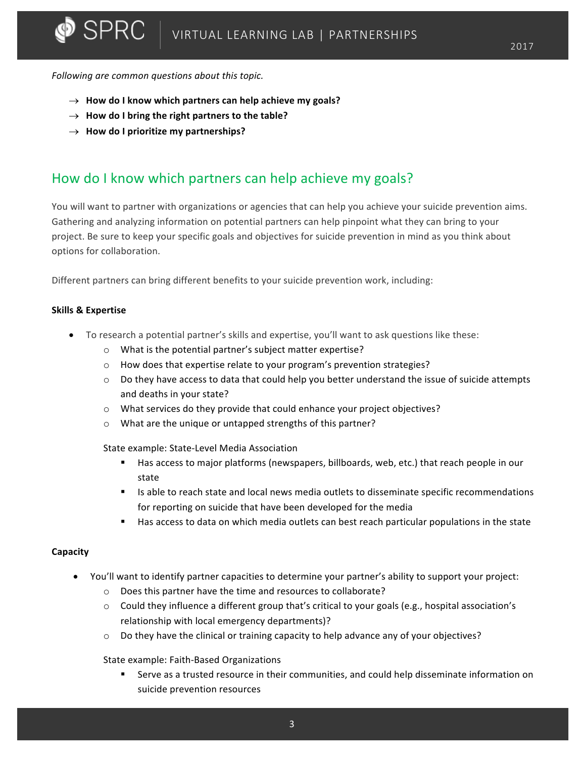*Following are common questions about this topic.*

- → **How do I know which partners can help achieve my goals?**
- → **How do I bring the right partners to the table?**
- → **How do I prioritize my partnerships?**

## How do I know which partners can help achieve my goals?

You will want to partner with organizations or agencies that can help you achieve your suicide prevention aims. Gathering and analyzing information on potential partners can help pinpoint what they can bring to your project. Be sure to keep your specific goals and objectives for suicide prevention in mind as you think about options for collaboration.

Different partners can bring different benefits to your suicide prevention work, including:

**Skills & Expertise**

- To research a potential partner's skills and expertise, you'll want to ask questions like these:
  - What is the potential partner's subject matter expertise?
  - How does that expertise relate to your program's prevention strategies?
  - Do they have access to data that could help you better understand the issue of suicide attempts and deaths in your state?
  - What services do they provide that could enhance your project objectives?
  - What are the unique or untapped strengths of this partner?

  State example: State-Level Media Association
    - Has access to major platforms (newspapers, billboards, web, etc.) that reach people in our state
    - Is able to reach state and local news media outlets to disseminate specific recommendations for reporting on suicide that have been developed for the media
    - Has access to data on which media outlets can best reach particular populations in the state

**Capacity**

- You'll want to identify partner capacities to determine your partner's ability to support your project:
  - Does this partner have the time and resources to collaborate?
  - Could they influence a different group that's critical to your goals (e.g., hospital association's relationship with local emergency departments)?
  - Do they have the clinical or training capacity to help advance any of your objectives?

  State example: Faith-Based Organizations
    - Serve as a trusted resource in their communities, and could help disseminate information on suicide prevention resources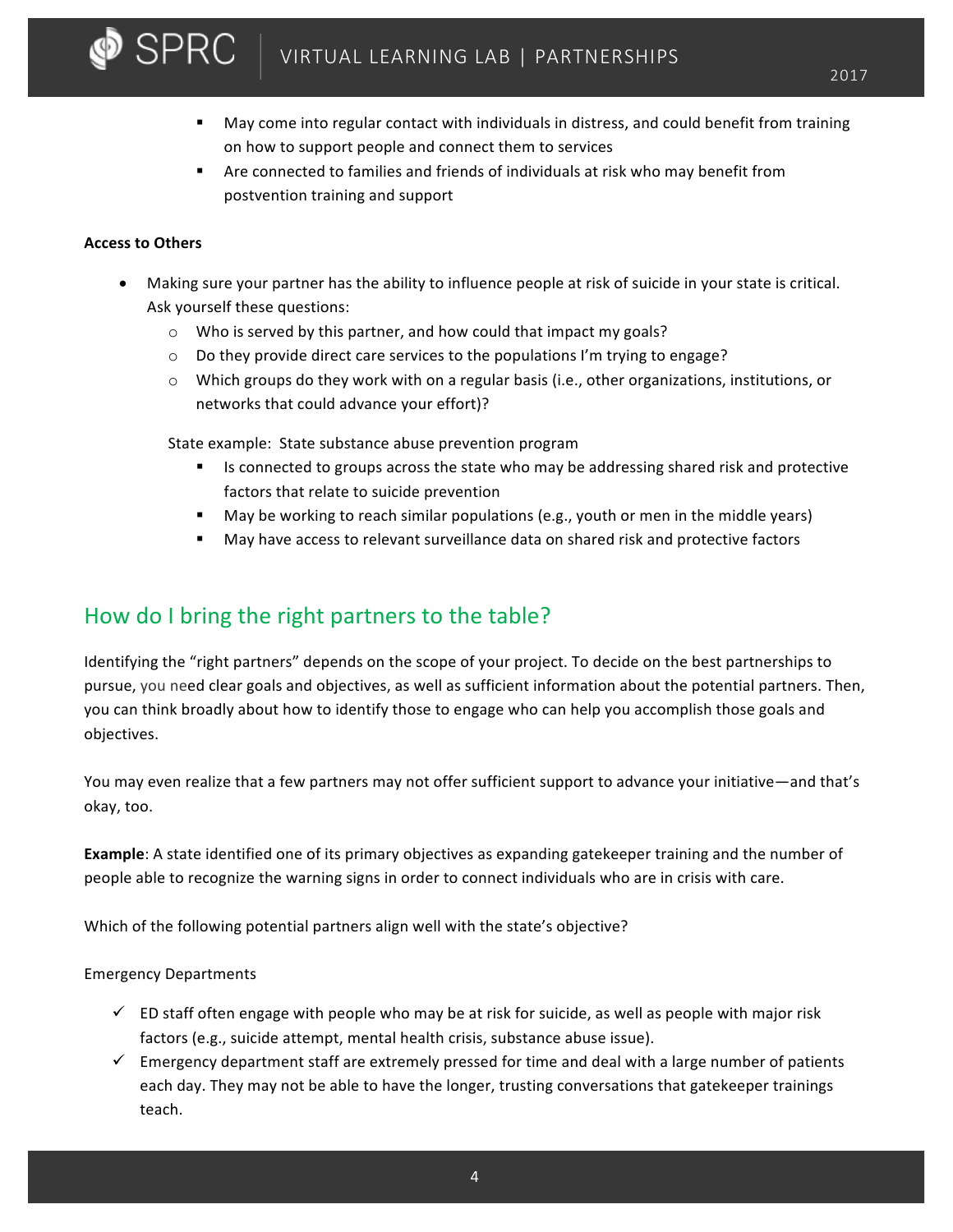- May come into regular contact with individuals in distress, and could benefit from training on how to support people and connect them to services
  - Are connected to families and friends of individuals at risk who may benefit from postvention training and support

**Access to Others**

- Making sure your partner has the ability to influence people at risk of suicide in your state is critical. Ask yourself these questions:
  - Who is served by this partner, and how could that impact my goals?
  - Do they provide direct care services to the populations I'm trying to engage?
  - Which groups do they work with on a regular basis (i.e., other organizations, institutions, or networks that could advance your effort)?

  State example: State substance abuse prevention program
  - Is connected to groups across the state who may be addressing shared risk and protective factors that relate to suicide prevention
  - May be working to reach similar populations (e.g., youth or men in the middle years)
  - May have access to relevant surveillance data on shared risk and protective factors

## How do I bring the right partners to the table?

Identifying the "right partners" depends on the scope of your project. To decide on the best partnerships to pursue, you need clear goals and objectives, as well as sufficient information about the potential partners. Then, you can think broadly about how to identify those to engage who can help you accomplish those goals and objectives.

You may even realize that a few partners may not offer sufficient support to advance your initiative—and that's okay, too.

**Example**: A state identified one of its primary objectives as expanding gatekeeper training and the number of people able to recognize the warning signs in order to connect individuals who are in crisis with care.

Which of the following potential partners align well with the state's objective?

Emergency Departments

- ✓ ED staff often engage with people who may be at risk for suicide, as well as people with major risk factors (e.g., suicide attempt, mental health crisis, substance abuse issue).
- ✓ Emergency department staff are extremely pressed for time and deal with a large number of patients each day. They may not be able to have the longer, trusting conversations that gatekeeper trainings teach.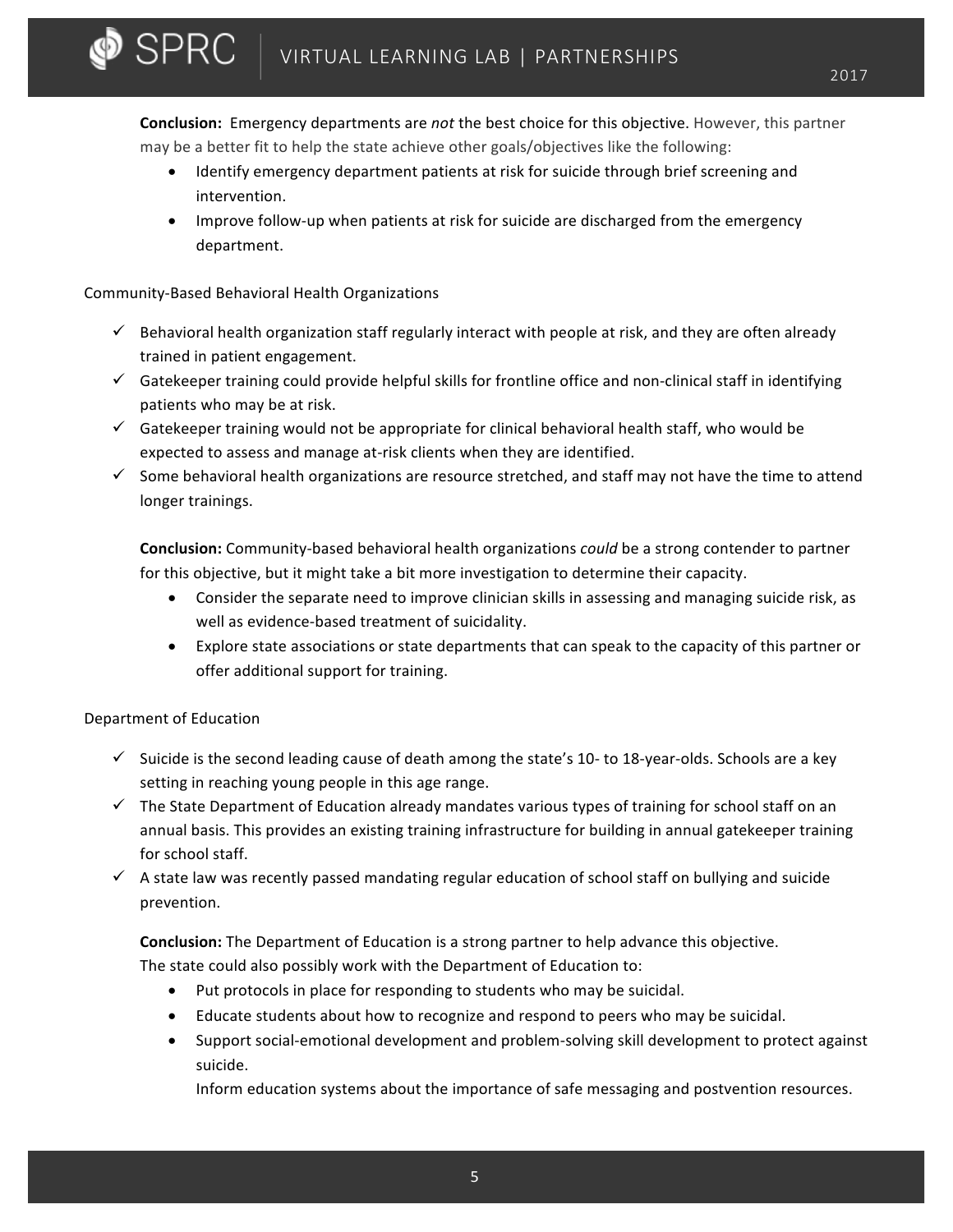**Conclusion:** Emergency departments are *not* the best choice for this objective. However, this partner may be a better fit to help the state achieve other goals/objectives like the following:

- Identify emergency department patients at risk for suicide through brief screening and intervention.
- Improve follow-up when patients at risk for suicide are discharged from the emergency department.

Community-Based Behavioral Health Organizations

- ✓ Behavioral health organization staff regularly interact with people at risk, and they are often already trained in patient engagement.
- ✓ Gatekeeper training could provide helpful skills for frontline office and non-clinical staff in identifying patients who may be at risk.
- ✓ Gatekeeper training would not be appropriate for clinical behavioral health staff, who would be expected to assess and manage at-risk clients when they are identified.
- ✓ Some behavioral health organizations are resource stretched, and staff may not have the time to attend longer trainings.

**Conclusion:** Community-based behavioral health organizations *could* be a strong contender to partner for this objective, but it might take a bit more investigation to determine their capacity.

- Consider the separate need to improve clinician skills in assessing and managing suicide risk, as well as evidence-based treatment of suicidality.
- Explore state associations or state departments that can speak to the capacity of this partner or offer additional support for training.

Department of Education

- ✓ Suicide is the second leading cause of death among the state's 10- to 18-year-olds. Schools are a key setting in reaching young people in this age range.
- ✓ The State Department of Education already mandates various types of training for school staff on an annual basis. This provides an existing training infrastructure for building in annual gatekeeper training for school staff.
- ✓ A state law was recently passed mandating regular education of school staff on bullying and suicide prevention.

**Conclusion:** The Department of Education is a strong partner to help advance this objective. The state could also possibly work with the Department of Education to:

- Put protocols in place for responding to students who may be suicidal.
- Educate students about how to recognize and respond to peers who may be suicidal.
- Support social-emotional development and problem-solving skill development to protect against suicide.
  Inform education systems about the importance of safe messaging and postvention resources.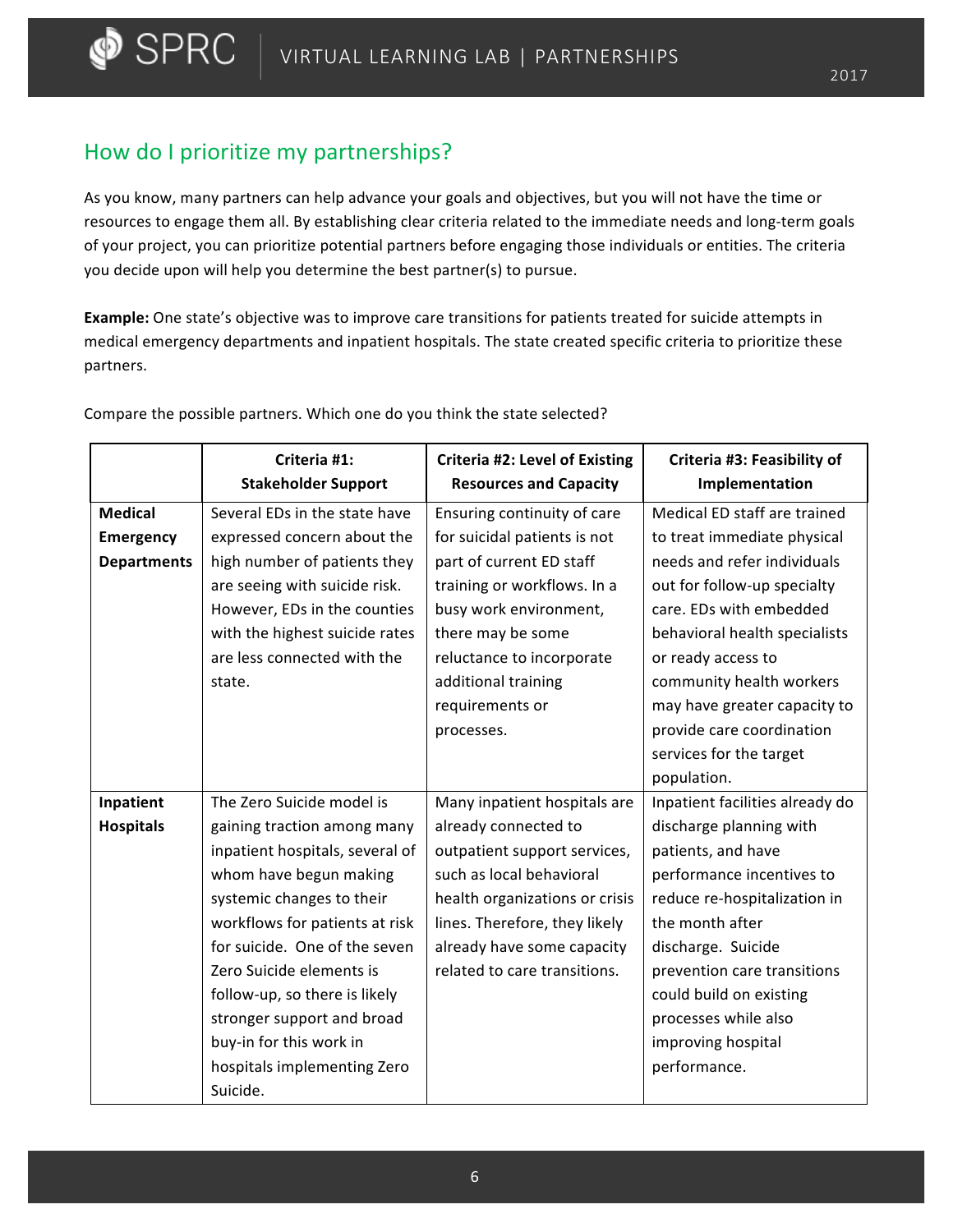## How do I prioritize my partnerships?

As you know, many partners can help advance your goals and objectives, but you will not have the time or resources to engage them all. By establishing clear criteria related to the immediate needs and long-term goals of your project, you can prioritize potential partners before engaging those individuals or entities. The criteria you decide upon will help you determine the best partner(s) to pursue.

**Example:** One state's objective was to improve care transitions for patients treated for suicide attempts in medical emergency departments and inpatient hospitals. The state created specific criteria to prioritize these partners.

Compare the possible partners. Which one do you think the state selected?

| | Criteria #1: Stakeholder Support | Criteria #2: Level of Existing Resources and Capacity | Criteria #3: Feasibility of Implementation |
|---|---|---|---|
| **Medical Emergency Departments** | Several EDs in the state have expressed concern about the high number of patients they are seeing with suicide risk. However, EDs in the counties with the highest suicide rates are less connected with the state. | Ensuring continuity of care for suicidal patients is not part of current ED staff training or workflows. In a busy work environment, there may be some reluctance to incorporate additional training requirements or processes. | Medical ED staff are trained to treat immediate physical needs and refer individuals out for follow-up specialty care. EDs with embedded behavioral health specialists or ready access to community health workers may have greater capacity to provide care coordination services for the target population. |
| **Inpatient Hospitals** | The Zero Suicide model is gaining traction among many inpatient hospitals, several of whom have begun making systemic changes to their workflows for patients at risk for suicide. One of the seven Zero Suicide elements is follow-up, so there is likely stronger support and broad buy-in for this work in hospitals implementing Zero Suicide. | Many inpatient hospitals are already connected to outpatient support services, such as local behavioral health organizations or crisis lines. Therefore, they likely already have some capacity related to care transitions. | Inpatient facilities already do discharge planning with patients, and have performance incentives to reduce re-hospitalization in the month after discharge. Suicide prevention care transitions could build on existing processes while also improving hospital performance. |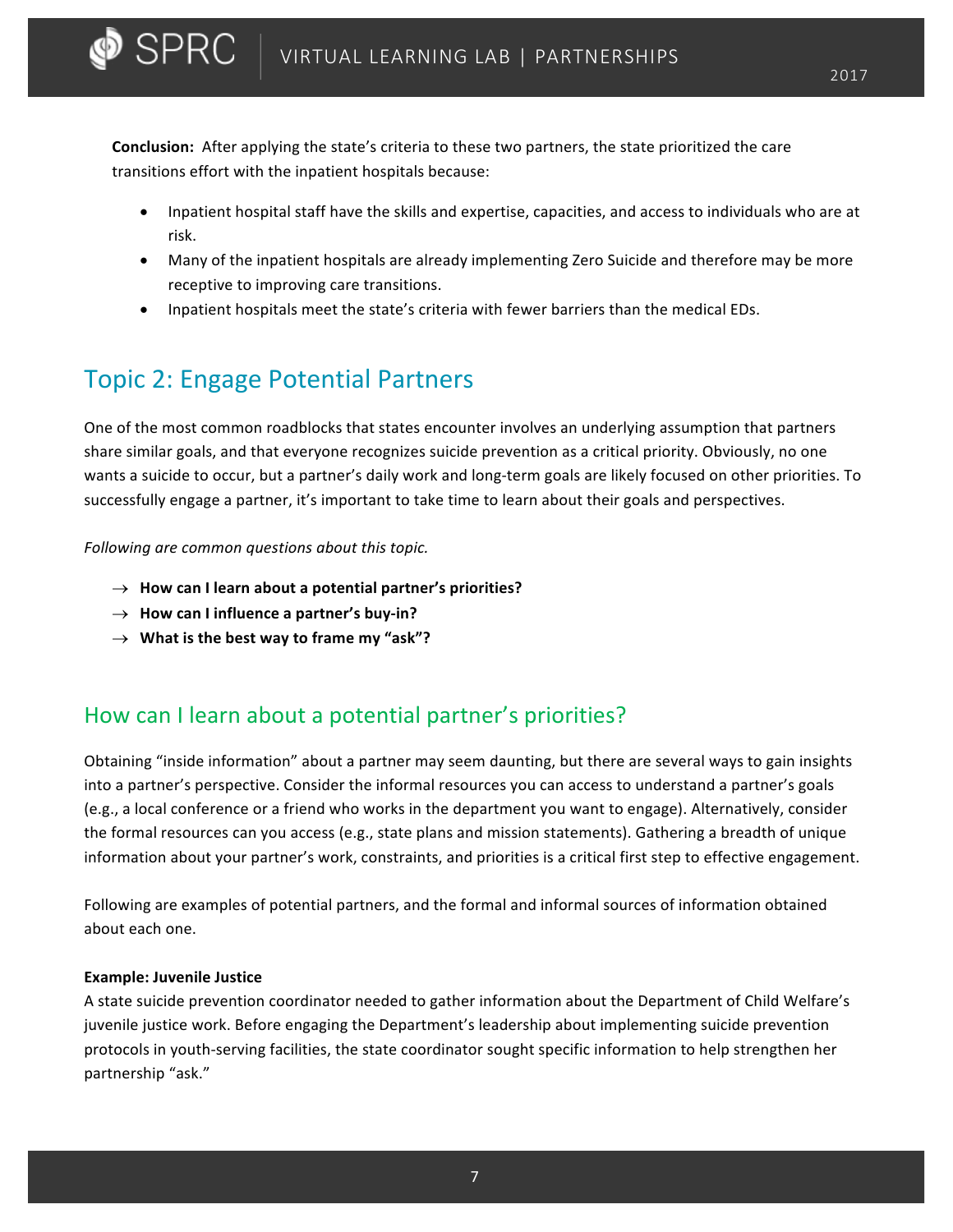**Conclusion:** After applying the state's criteria to these two partners, the state prioritized the care transitions effort with the inpatient hospitals because:

- Inpatient hospital staff have the skills and expertise, capacities, and access to individuals who are at risk.
- Many of the inpatient hospitals are already implementing Zero Suicide and therefore may be more receptive to improving care transitions.
- Inpatient hospitals meet the state's criteria with fewer barriers than the medical EDs.

## Topic 2: Engage Potential Partners

One of the most common roadblocks that states encounter involves an underlying assumption that partners share similar goals, and that everyone recognizes suicide prevention as a critical priority. Obviously, no one wants a suicide to occur, but a partner's daily work and long-term goals are likely focused on other priorities. To successfully engage a partner, it's important to take time to learn about their goals and perspectives.

*Following are common questions about this topic.*

→ **How can I learn about a potential partner's priorities?**
→ **How can I influence a partner's buy-in?**
→ **What is the best way to frame my "ask"?**

### How can I learn about a potential partner's priorities?

Obtaining "inside information" about a partner may seem daunting, but there are several ways to gain insights into a partner's perspective. Consider the informal resources you can access to understand a partner's goals (e.g., a local conference or a friend who works in the department you want to engage). Alternatively, consider the formal resources can you access (e.g., state plans and mission statements). Gathering a breadth of unique information about your partner's work, constraints, and priorities is a critical first step to effective engagement.

Following are examples of potential partners, and the formal and informal sources of information obtained about each one.

**Example: Juvenile Justice**

A state suicide prevention coordinator needed to gather information about the Department of Child Welfare's juvenile justice work. Before engaging the Department's leadership about implementing suicide prevention protocols in youth-serving facilities, the state coordinator sought specific information to help strengthen her partnership "ask."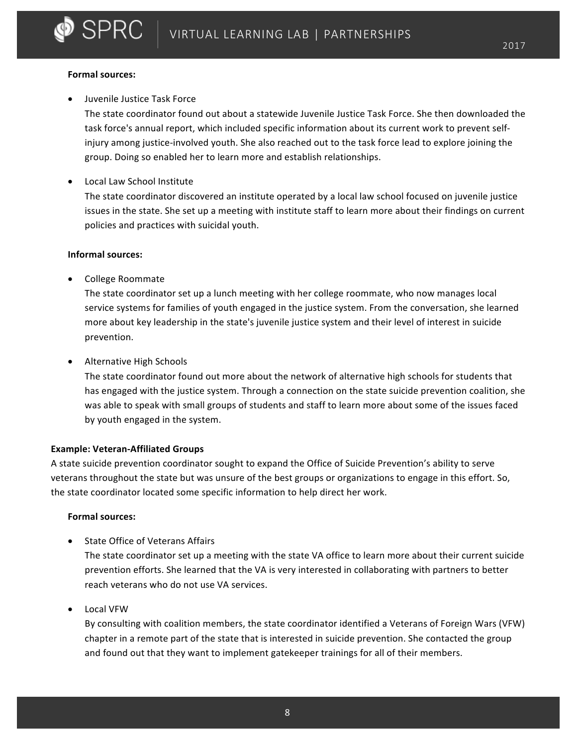**Formal sources:**

- Juvenile Justice Task Force
  The state coordinator found out about a statewide Juvenile Justice Task Force. She then downloaded the task force's annual report, which included specific information about its current work to prevent self-injury among justice-involved youth. She also reached out to the task force lead to explore joining the group. Doing so enabled her to learn more and establish relationships.

- Local Law School Institute
  The state coordinator discovered an institute operated by a local law school focused on juvenile justice issues in the state. She set up a meeting with institute staff to learn more about their findings on current policies and practices with suicidal youth.

**Informal sources:**

- College Roommate
  The state coordinator set up a lunch meeting with her college roommate, who now manages local service systems for families of youth engaged in the justice system. From the conversation, she learned more about key leadership in the state's juvenile justice system and their level of interest in suicide prevention.

- Alternative High Schools
  The state coordinator found out more about the network of alternative high schools for students that has engaged with the justice system. Through a connection on the state suicide prevention coalition, she was able to speak with small groups of students and staff to learn more about some of the issues faced by youth engaged in the system.

**Example: Veteran-Affiliated Groups**

A state suicide prevention coordinator sought to expand the Office of Suicide Prevention's ability to serve veterans throughout the state but was unsure of the best groups or organizations to engage in this effort. So, the state coordinator located some specific information to help direct her work.

**Formal sources:**

- State Office of Veterans Affairs
  The state coordinator set up a meeting with the state VA office to learn more about their current suicide prevention efforts. She learned that the VA is very interested in collaborating with partners to better reach veterans who do not use VA services.

- Local VFW
  By consulting with coalition members, the state coordinator identified a Veterans of Foreign Wars (VFW) chapter in a remote part of the state that is interested in suicide prevention. She contacted the group and found out that they want to implement gatekeeper trainings for all of their members.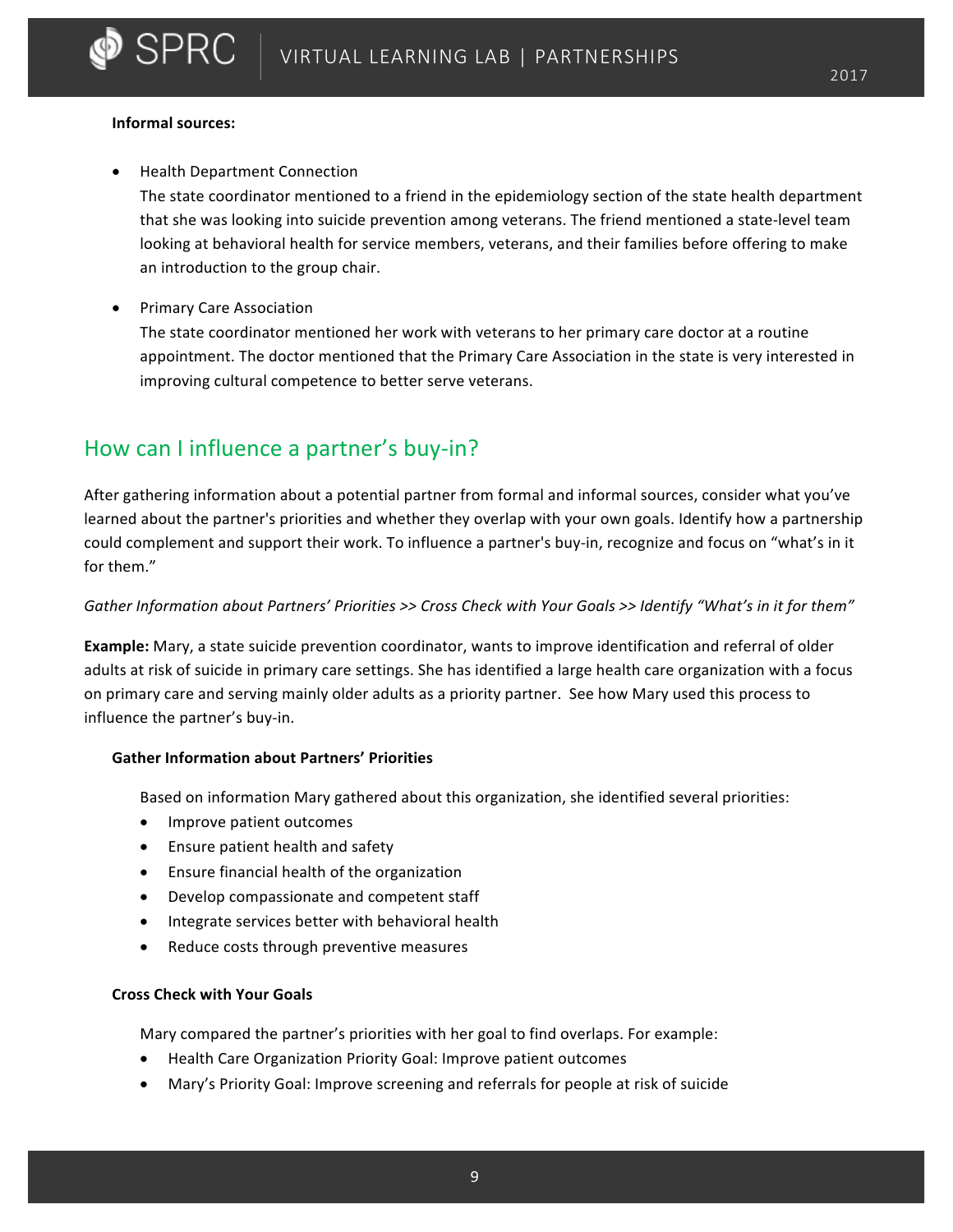**Informal sources:**

- Health Department Connection
  The state coordinator mentioned to a friend in the epidemiology section of the state health department that she was looking into suicide prevention among veterans. The friend mentioned a state-level team looking at behavioral health for service members, veterans, and their families before offering to make an introduction to the group chair.

- Primary Care Association
  The state coordinator mentioned her work with veterans to her primary care doctor at a routine appointment. The doctor mentioned that the Primary Care Association in the state is very interested in improving cultural competence to better serve veterans.

## How can I influence a partner's buy-in?

After gathering information about a potential partner from formal and informal sources, consider what you've learned about the partner's priorities and whether they overlap with your own goals. Identify how a partnership could complement and support their work. To influence a partner's buy-in, recognize and focus on "what's in it for them."

*Gather Information about Partners' Priorities >> Cross Check with Your Goals >> Identify "What's in it for them"*

**Example:** Mary, a state suicide prevention coordinator, wants to improve identification and referral of older adults at risk of suicide in primary care settings. She has identified a large health care organization with a focus on primary care and serving mainly older adults as a priority partner. See how Mary used this process to influence the partner's buy-in.

**Gather Information about Partners' Priorities**

Based on information Mary gathered about this organization, she identified several priorities:

- Improve patient outcomes
- Ensure patient health and safety
- Ensure financial health of the organization
- Develop compassionate and competent staff
- Integrate services better with behavioral health
- Reduce costs through preventive measures

**Cross Check with Your Goals**

Mary compared the partner's priorities with her goal to find overlaps. For example:

- Health Care Organization Priority Goal: Improve patient outcomes
- Mary's Priority Goal: Improve screening and referrals for people at risk of suicide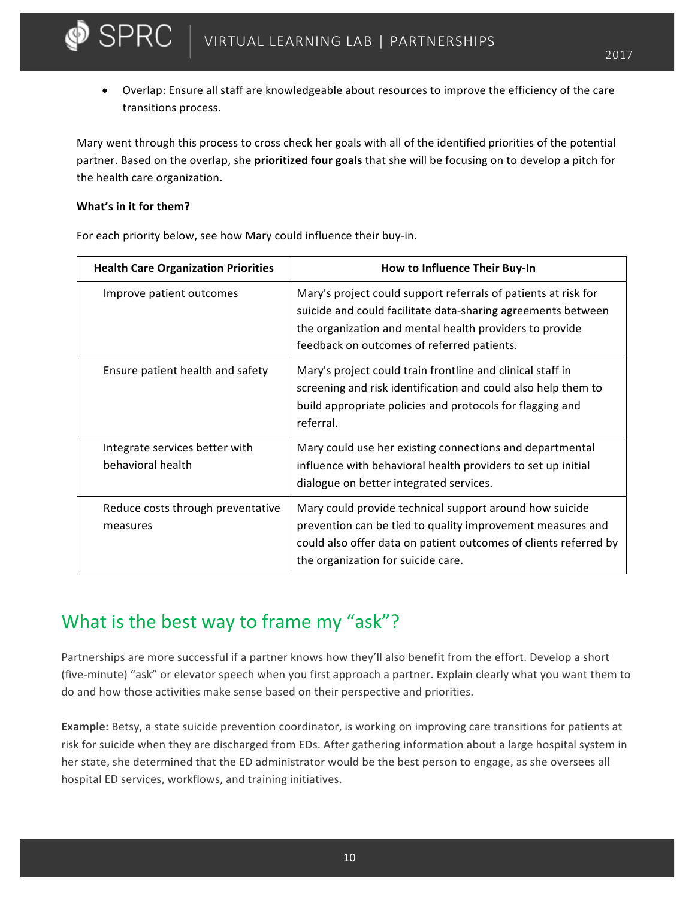- Overlap: Ensure all staff are knowledgeable about resources to improve the efficiency of the care transitions process.

Mary went through this process to cross check her goals with all of the identified priorities of the potential partner. Based on the overlap, she **prioritized four goals** that she will be focusing on to develop a pitch for the health care organization.

**What's in it for them?**

For each priority below, see how Mary could influence their buy-in.

| Health Care Organization Priorities | How to Influence Their Buy-In |
|---|---|
| Improve patient outcomes | Mary's project could support referrals of patients at risk for suicide and could facilitate data-sharing agreements between the organization and mental health providers to provide feedback on outcomes of referred patients. |
| Ensure patient health and safety | Mary's project could train frontline and clinical staff in screening and risk identification and could also help them to build appropriate policies and protocols for flagging and referral. |
| Integrate services better with behavioral health | Mary could use her existing connections and departmental influence with behavioral health providers to set up initial dialogue on better integrated services. |
| Reduce costs through preventative measures | Mary could provide technical support around how suicide prevention can be tied to quality improvement measures and could also offer data on patient outcomes of clients referred by the organization for suicide care. |

## What is the best way to frame my "ask"?

Partnerships are more successful if a partner knows how they'll also benefit from the effort. Develop a short (five-minute) "ask" or elevator speech when you first approach a partner. Explain clearly what you want them to do and how those activities make sense based on their perspective and priorities.

**Example:** Betsy, a state suicide prevention coordinator, is working on improving care transitions for patients at risk for suicide when they are discharged from EDs. After gathering information about a large hospital system in her state, she determined that the ED administrator would be the best person to engage, as she oversees all hospital ED services, workflows, and training initiatives.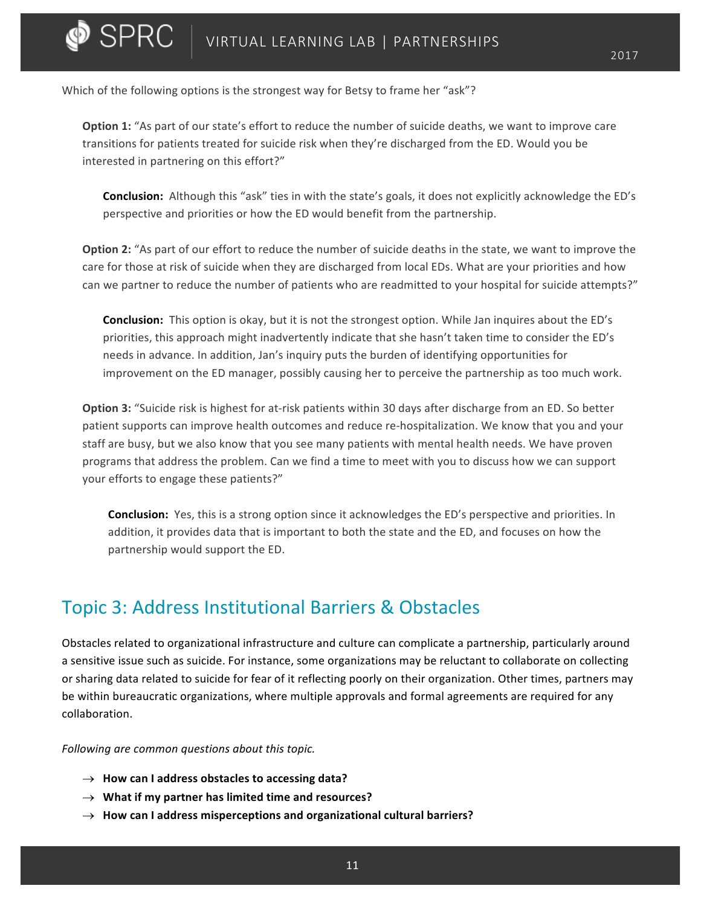Which of the following options is the strongest way for Betsy to frame her "ask"?

**Option 1:** "As part of our state's effort to reduce the number of suicide deaths, we want to improve care transitions for patients treated for suicide risk when they're discharged from the ED. Would you be interested in partnering on this effort?"

**Conclusion:** Although this "ask" ties in with the state's goals, it does not explicitly acknowledge the ED's perspective and priorities or how the ED would benefit from the partnership.

**Option 2:** "As part of our effort to reduce the number of suicide deaths in the state, we want to improve the care for those at risk of suicide when they are discharged from local EDs. What are your priorities and how can we partner to reduce the number of patients who are readmitted to your hospital for suicide attempts?"

**Conclusion:** This option is okay, but it is not the strongest option. While Jan inquires about the ED's priorities, this approach might inadvertently indicate that she hasn't taken time to consider the ED's needs in advance. In addition, Jan's inquiry puts the burden of identifying opportunities for improvement on the ED manager, possibly causing her to perceive the partnership as too much work.

**Option 3:** "Suicide risk is highest for at-risk patients within 30 days after discharge from an ED. So better patient supports can improve health outcomes and reduce re-hospitalization. We know that you and your staff are busy, but we also know that you see many patients with mental health needs. We have proven programs that address the problem. Can we find a time to meet with you to discuss how we can support your efforts to engage these patients?"

**Conclusion:** Yes, this is a strong option since it acknowledges the ED's perspective and priorities. In addition, it provides data that is important to both the state and the ED, and focuses on how the partnership would support the ED.

## Topic 3: Address Institutional Barriers & Obstacles

Obstacles related to organizational infrastructure and culture can complicate a partnership, particularly around a sensitive issue such as suicide. For instance, some organizations may be reluctant to collaborate on collecting or sharing data related to suicide for fear of it reflecting poorly on their organization. Other times, partners may be within bureaucratic organizations, where multiple approvals and formal agreements are required for any collaboration.

*Following are common questions about this topic.*

- → **How can I address obstacles to accessing data?**
- → **What if my partner has limited time and resources?**
- → **How can I address misperceptions and organizational cultural barriers?**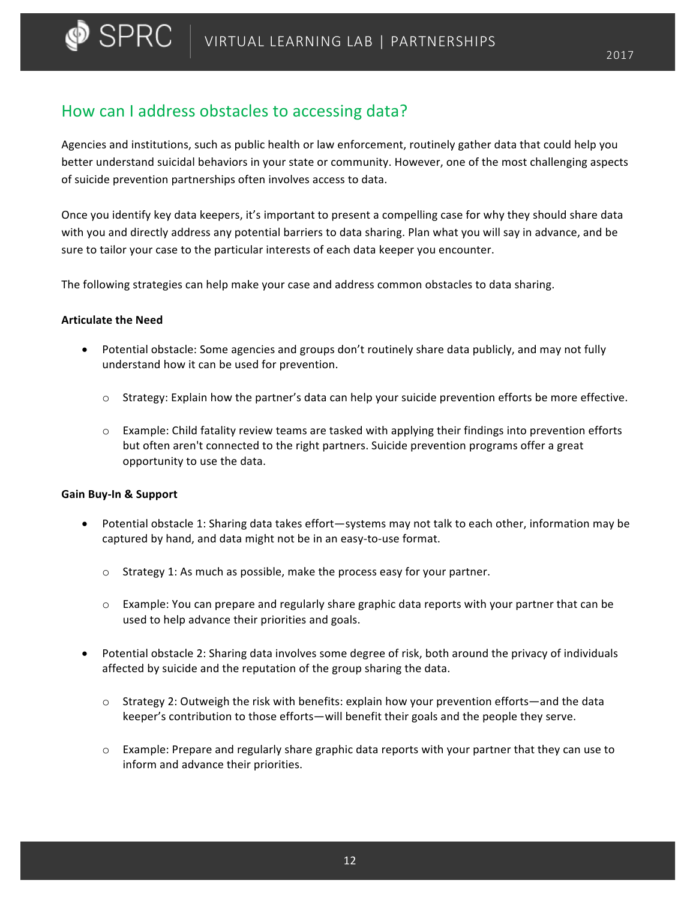## How can I address obstacles to accessing data?

Agencies and institutions, such as public health or law enforcement, routinely gather data that could help you better understand suicidal behaviors in your state or community. However, one of the most challenging aspects of suicide prevention partnerships often involves access to data.

Once you identify key data keepers, it's important to present a compelling case for why they should share data with you and directly address any potential barriers to data sharing. Plan what you will say in advance, and be sure to tailor your case to the particular interests of each data keeper you encounter.

The following strategies can help make your case and address common obstacles to data sharing.

**Articulate the Need**

- Potential obstacle: Some agencies and groups don't routinely share data publicly, and may not fully understand how it can be used for prevention.
  - Strategy: Explain how the partner's data can help your suicide prevention efforts be more effective.
  - Example: Child fatality review teams are tasked with applying their findings into prevention efforts but often aren't connected to the right partners. Suicide prevention programs offer a great opportunity to use the data.

**Gain Buy-In & Support**

- Potential obstacle 1: Sharing data takes effort—systems may not talk to each other, information may be captured by hand, and data might not be in an easy-to-use format.
  - Strategy 1: As much as possible, make the process easy for your partner.
  - Example: You can prepare and regularly share graphic data reports with your partner that can be used to help advance their priorities and goals.
- Potential obstacle 2: Sharing data involves some degree of risk, both around the privacy of individuals affected by suicide and the reputation of the group sharing the data.
  - Strategy 2: Outweigh the risk with benefits: explain how your prevention efforts—and the data keeper's contribution to those efforts—will benefit their goals and the people they serve.
  - Example: Prepare and regularly share graphic data reports with your partner that they can use to inform and advance their priorities.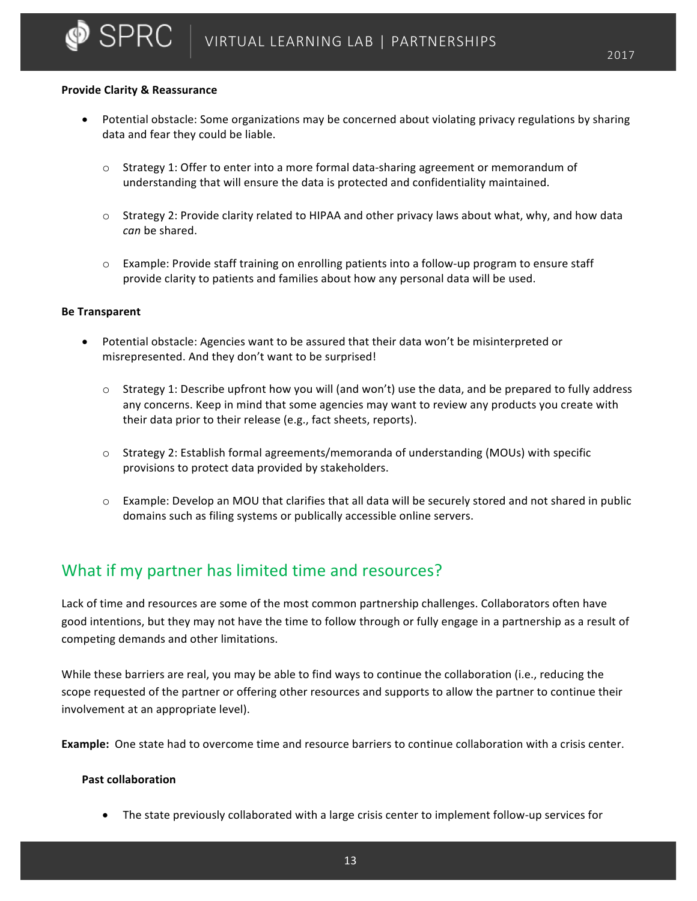**Provide Clarity & Reassurance**

- Potential obstacle: Some organizations may be concerned about violating privacy regulations by sharing data and fear they could be liable.
    - Strategy 1: Offer to enter into a more formal data-sharing agreement or memorandum of understanding that will ensure the data is protected and confidentiality maintained.
    - Strategy 2: Provide clarity related to HIPAA and other privacy laws about what, why, and how data *can* be shared.
    - Example: Provide staff training on enrolling patients into a follow-up program to ensure staff provide clarity to patients and families about how any personal data will be used.

**Be Transparent**

- Potential obstacle: Agencies want to be assured that their data won't be misinterpreted or misrepresented. And they don't want to be surprised!
    - Strategy 1: Describe upfront how you will (and won't) use the data, and be prepared to fully address any concerns. Keep in mind that some agencies may want to review any products you create with their data prior to their release (e.g., fact sheets, reports).
    - Strategy 2: Establish formal agreements/memoranda of understanding (MOUs) with specific provisions to protect data provided by stakeholders.
    - Example: Develop an MOU that clarifies that all data will be securely stored and not shared in public domains such as filing systems or publically accessible online servers.

## What if my partner has limited time and resources?

Lack of time and resources are some of the most common partnership challenges. Collaborators often have good intentions, but they may not have the time to follow through or fully engage in a partnership as a result of competing demands and other limitations.

While these barriers are real, you may be able to find ways to continue the collaboration (i.e., reducing the scope requested of the partner or offering other resources and supports to allow the partner to continue their involvement at an appropriate level).

**Example:** One state had to overcome time and resource barriers to continue collaboration with a crisis center.

**Past collaboration**

- The state previously collaborated with a large crisis center to implement follow-up services for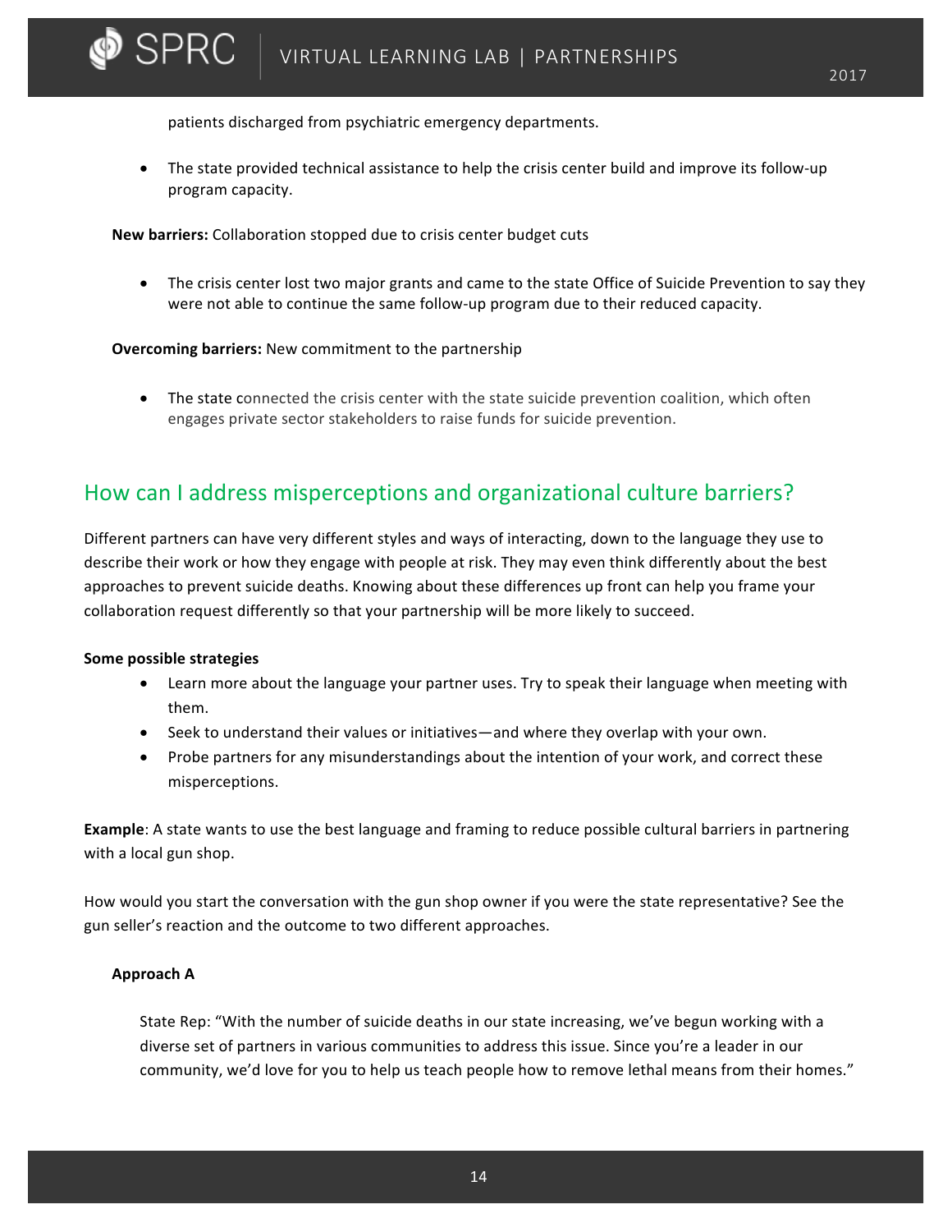patients discharged from psychiatric emergency departments.

- The state provided technical assistance to help the crisis center build and improve its follow-up program capacity.

**New barriers:** Collaboration stopped due to crisis center budget cuts

- The crisis center lost two major grants and came to the state Office of Suicide Prevention to say they were not able to continue the same follow-up program due to their reduced capacity.

**Overcoming barriers:** New commitment to the partnership

- The state connected the crisis center with the state suicide prevention coalition, which often engages private sector stakeholders to raise funds for suicide prevention.

## How can I address misperceptions and organizational culture barriers?

Different partners can have very different styles and ways of interacting, down to the language they use to describe their work or how they engage with people at risk. They may even think differently about the best approaches to prevent suicide deaths. Knowing about these differences up front can help you frame your collaboration request differently so that your partnership will be more likely to succeed.

**Some possible strategies**

- Learn more about the language your partner uses. Try to speak their language when meeting with them.
- Seek to understand their values or initiatives—and where they overlap with your own.
- Probe partners for any misunderstandings about the intention of your work, and correct these misperceptions.

**Example**: A state wants to use the best language and framing to reduce possible cultural barriers in partnering with a local gun shop.

How would you start the conversation with the gun shop owner if you were the state representative? See the gun seller's reaction and the outcome to two different approaches.

**Approach A**

State Rep: "With the number of suicide deaths in our state increasing, we've begun working with a diverse set of partners in various communities to address this issue. Since you're a leader in our community, we'd love for you to help us teach people how to remove lethal means from their homes."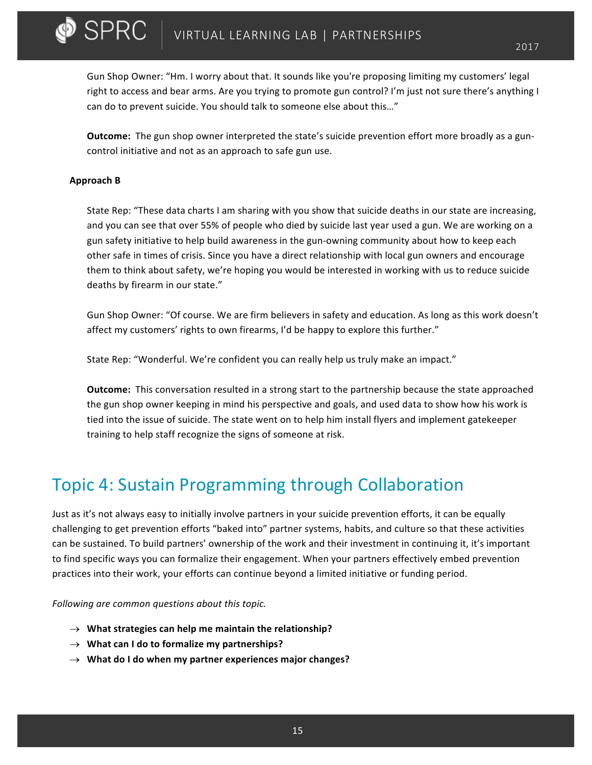Gun Shop Owner: "Hm. I worry about that. It sounds like you're proposing limiting my customers' legal right to access and bear arms. Are you trying to promote gun control? I'm just not sure there's anything I can do to prevent suicide. You should talk to someone else about this…"

**Outcome:** The gun shop owner interpreted the state's suicide prevention effort more broadly as a gun-control initiative and not as an approach to safe gun use.

**Approach B**

State Rep: "These data charts I am sharing with you show that suicide deaths in our state are increasing, and you can see that over 55% of people who died by suicide last year used a gun. We are working on a gun safety initiative to help build awareness in the gun-owning community about how to keep each other safe in times of crisis. Since you have a direct relationship with local gun owners and encourage them to think about safety, we're hoping you would be interested in working with us to reduce suicide deaths by firearm in our state."

Gun Shop Owner: "Of course. We are firm believers in safety and education. As long as this work doesn't affect my customers' rights to own firearms, I'd be happy to explore this further."

State Rep: "Wonderful. We're confident you can really help us truly make an impact."

**Outcome:** This conversation resulted in a strong start to the partnership because the state approached the gun shop owner keeping in mind his perspective and goals, and used data to show how his work is tied into the issue of suicide. The state went on to help him install flyers and implement gatekeeper training to help staff recognize the signs of someone at risk.

# Topic 4: Sustain Programming through Collaboration

Just as it's not always easy to initially involve partners in your suicide prevention efforts, it can be equally challenging to get prevention efforts "baked into" partner systems, habits, and culture so that these activities can be sustained. To build partners' ownership of the work and their investment in continuing it, it's important to find specific ways you can formalize their engagement. When your partners effectively embed prevention practices into their work, your efforts can continue beyond a limited initiative or funding period.

*Following are common questions about this topic.*

- → **What strategies can help me maintain the relationship?**
- → **What can I do to formalize my partnerships?**
- → **What do I do when my partner experiences major changes?**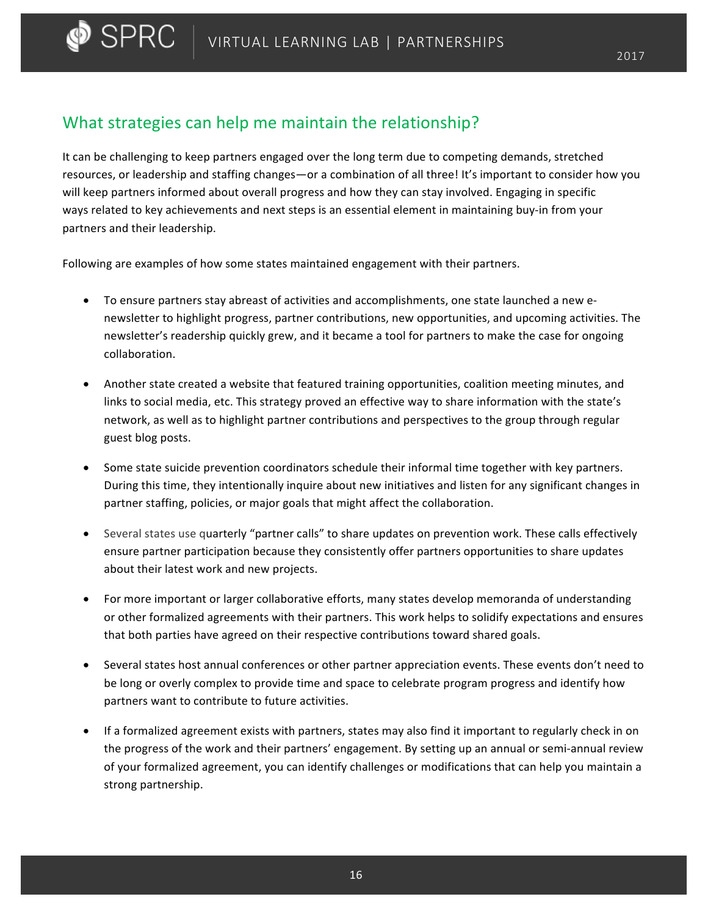## What strategies can help me maintain the relationship?

It can be challenging to keep partners engaged over the long term due to competing demands, stretched resources, or leadership and staffing changes—or a combination of all three! It's important to consider how you will keep partners informed about overall progress and how they can stay involved. Engaging in specific ways related to key achievements and next steps is an essential element in maintaining buy-in from your partners and their leadership.

Following are examples of how some states maintained engagement with their partners.

- To ensure partners stay abreast of activities and accomplishments, one state launched a new e-newsletter to highlight progress, partner contributions, new opportunities, and upcoming activities. The newsletter's readership quickly grew, and it became a tool for partners to make the case for ongoing collaboration.
- Another state created a website that featured training opportunities, coalition meeting minutes, and links to social media, etc. This strategy proved an effective way to share information with the state's network, as well as to highlight partner contributions and perspectives to the group through regular guest blog posts.
- Some state suicide prevention coordinators schedule their informal time together with key partners. During this time, they intentionally inquire about new initiatives and listen for any significant changes in partner staffing, policies, or major goals that might affect the collaboration.
- Several states use quarterly "partner calls" to share updates on prevention work. These calls effectively ensure partner participation because they consistently offer partners opportunities to share updates about their latest work and new projects.
- For more important or larger collaborative efforts, many states develop memoranda of understanding or other formalized agreements with their partners. This work helps to solidify expectations and ensures that both parties have agreed on their respective contributions toward shared goals.
- Several states host annual conferences or other partner appreciation events. These events don't need to be long or overly complex to provide time and space to celebrate program progress and identify how partners want to contribute to future activities.
- If a formalized agreement exists with partners, states may also find it important to regularly check in on the progress of the work and their partners' engagement. By setting up an annual or semi-annual review of your formalized agreement, you can identify challenges or modifications that can help you maintain a strong partnership.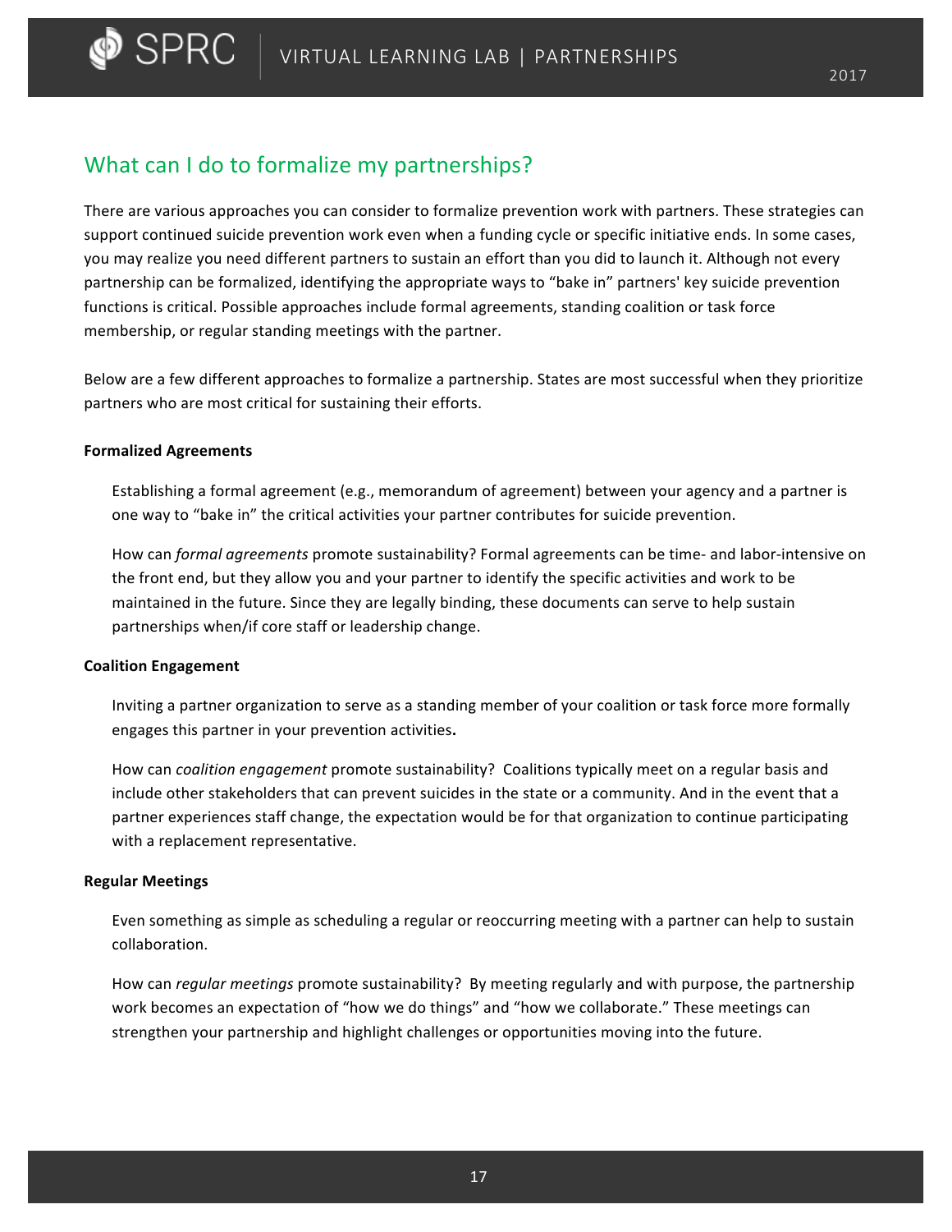## What can I do to formalize my partnerships?

There are various approaches you can consider to formalize prevention work with partners. These strategies can support continued suicide prevention work even when a funding cycle or specific initiative ends. In some cases, you may realize you need different partners to sustain an effort than you did to launch it. Although not every partnership can be formalized, identifying the appropriate ways to "bake in" partners' key suicide prevention functions is critical. Possible approaches include formal agreements, standing coalition or task force membership, or regular standing meetings with the partner.

Below are a few different approaches to formalize a partnership. States are most successful when they prioritize partners who are most critical for sustaining their efforts.

**Formalized Agreements**

Establishing a formal agreement (e.g., memorandum of agreement) between your agency and a partner is one way to "bake in" the critical activities your partner contributes for suicide prevention.

How can *formal agreements* promote sustainability? Formal agreements can be time- and labor-intensive on the front end, but they allow you and your partner to identify the specific activities and work to be maintained in the future. Since they are legally binding, these documents can serve to help sustain partnerships when/if core staff or leadership change.

**Coalition Engagement**

Inviting a partner organization to serve as a standing member of your coalition or task force more formally engages this partner in your prevention activities**.**

How can *coalition engagement* promote sustainability? Coalitions typically meet on a regular basis and include other stakeholders that can prevent suicides in the state or a community. And in the event that a partner experiences staff change, the expectation would be for that organization to continue participating with a replacement representative.

**Regular Meetings**

Even something as simple as scheduling a regular or reoccurring meeting with a partner can help to sustain collaboration.

How can *regular meetings* promote sustainability? By meeting regularly and with purpose, the partnership work becomes an expectation of "how we do things" and "how we collaborate." These meetings can strengthen your partnership and highlight challenges or opportunities moving into the future.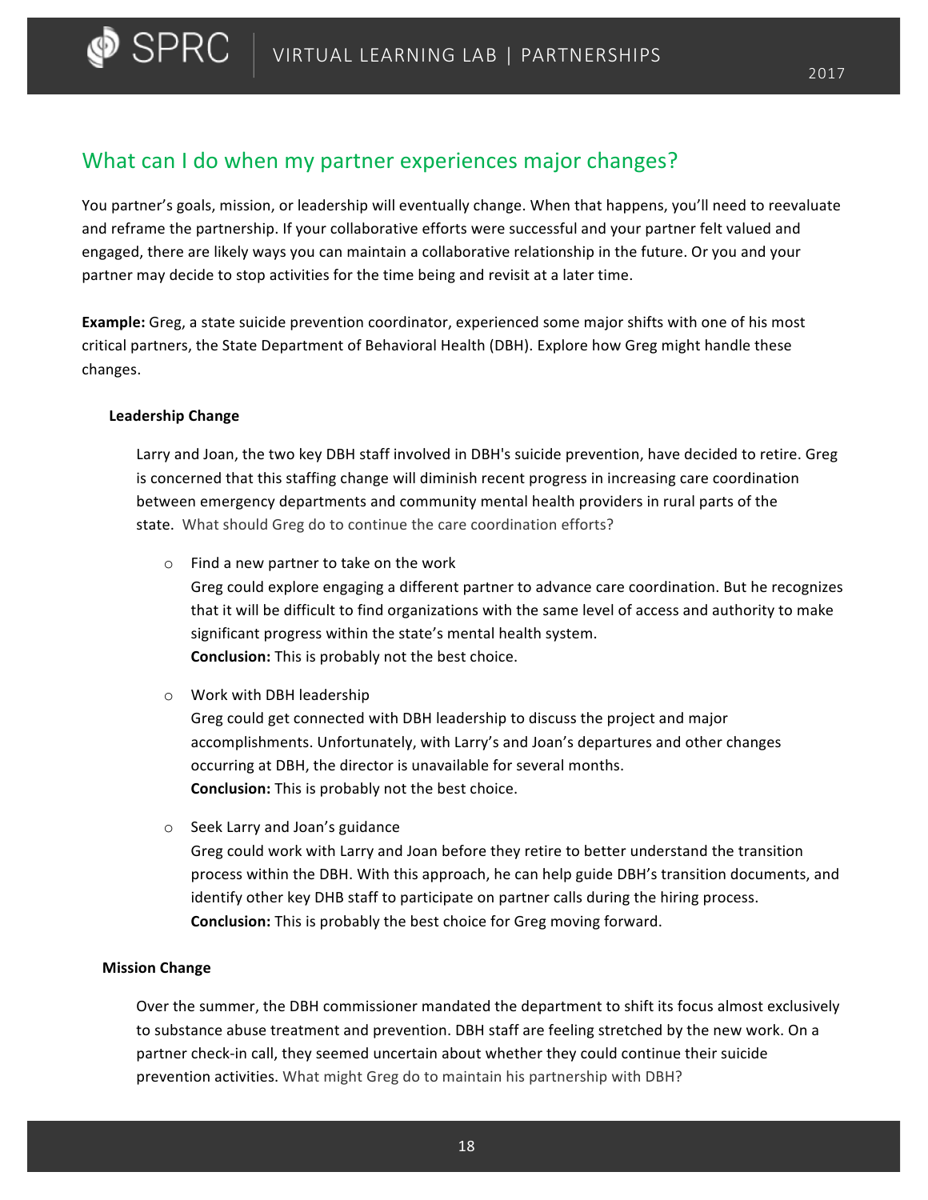## What can I do when my partner experiences major changes?

You partner's goals, mission, or leadership will eventually change. When that happens, you'll need to reevaluate and reframe the partnership. If your collaborative efforts were successful and your partner felt valued and engaged, there are likely ways you can maintain a collaborative relationship in the future. Or you and your partner may decide to stop activities for the time being and revisit at a later time.

**Example:** Greg, a state suicide prevention coordinator, experienced some major shifts with one of his most critical partners, the State Department of Behavioral Health (DBH). Explore how Greg might handle these changes.

**Leadership Change**

Larry and Joan, the two key DBH staff involved in DBH's suicide prevention, have decided to retire. Greg is concerned that this staffing change will diminish recent progress in increasing care coordination between emergency departments and community mental health providers in rural parts of the state. What should Greg do to continue the care coordination efforts?

- Find a new partner to take on the work
  Greg could explore engaging a different partner to advance care coordination. But he recognizes that it will be difficult to find organizations with the same level of access and authority to make significant progress within the state's mental health system.
  **Conclusion:** This is probably not the best choice.

- Work with DBH leadership
  Greg could get connected with DBH leadership to discuss the project and major accomplishments. Unfortunately, with Larry's and Joan's departures and other changes occurring at DBH, the director is unavailable for several months.
  **Conclusion:** This is probably not the best choice.

- Seek Larry and Joan's guidance
  Greg could work with Larry and Joan before they retire to better understand the transition process within the DBH. With this approach, he can help guide DBH's transition documents, and identify other key DHB staff to participate on partner calls during the hiring process.
  **Conclusion:** This is probably the best choice for Greg moving forward.

**Mission Change**

Over the summer, the DBH commissioner mandated the department to shift its focus almost exclusively to substance abuse treatment and prevention. DBH staff are feeling stretched by the new work. On a partner check-in call, they seemed uncertain about whether they could continue their suicide prevention activities. What might Greg do to maintain his partnership with DBH?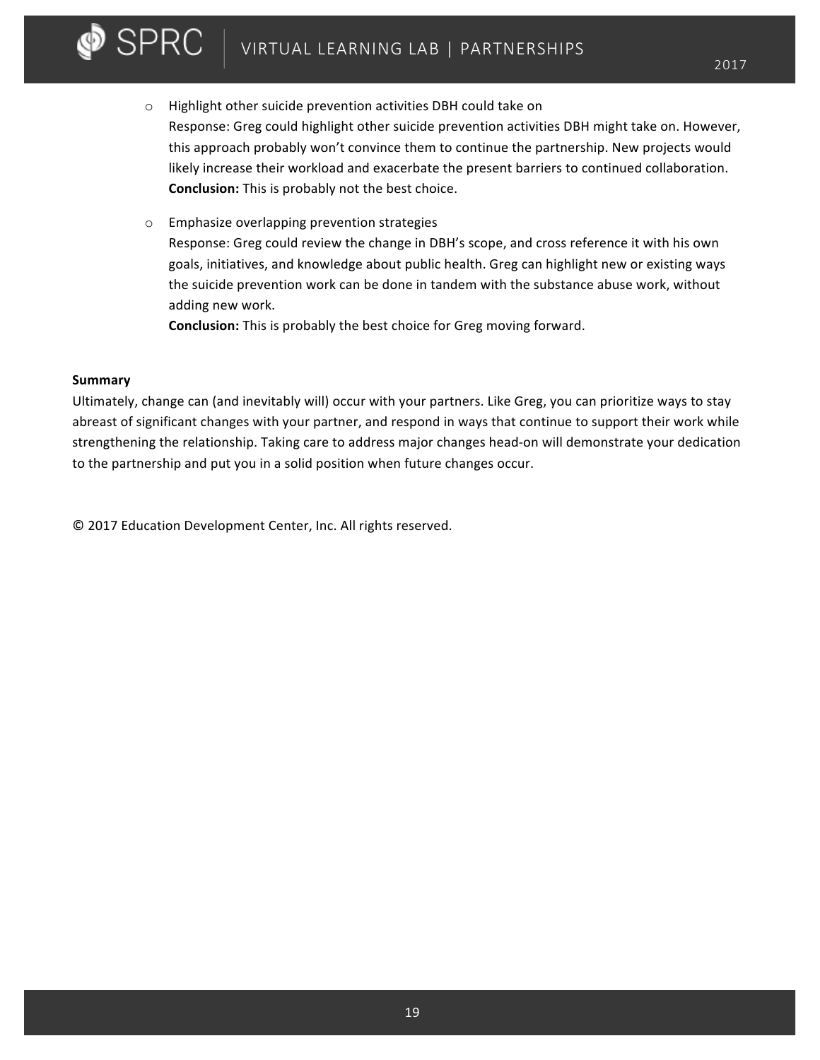- Highlight other suicide prevention activities DBH could take on

  Response: Greg could highlight other suicide prevention activities DBH might take on. However, this approach probably won't convince them to continue the partnership. New projects would likely increase their workload and exacerbate the present barriers to continued collaboration.

  **Conclusion:** This is probably not the best choice.

- Emphasize overlapping prevention strategies

  Response: Greg could review the change in DBH's scope, and cross reference it with his own goals, initiatives, and knowledge about public health. Greg can highlight new or existing ways the suicide prevention work can be done in tandem with the substance abuse work, without adding new work.

  **Conclusion:** This is probably the best choice for Greg moving forward.

**Summary**

Ultimately, change can (and inevitably will) occur with your partners. Like Greg, you can prioritize ways to stay abreast of significant changes with your partner, and respond in ways that continue to support their work while strengthening the relationship. Taking care to address major changes head-on will demonstrate your dedication to the partnership and put you in a solid position when future changes occur.

© 2017 Education Development Center, Inc. All rights reserved.